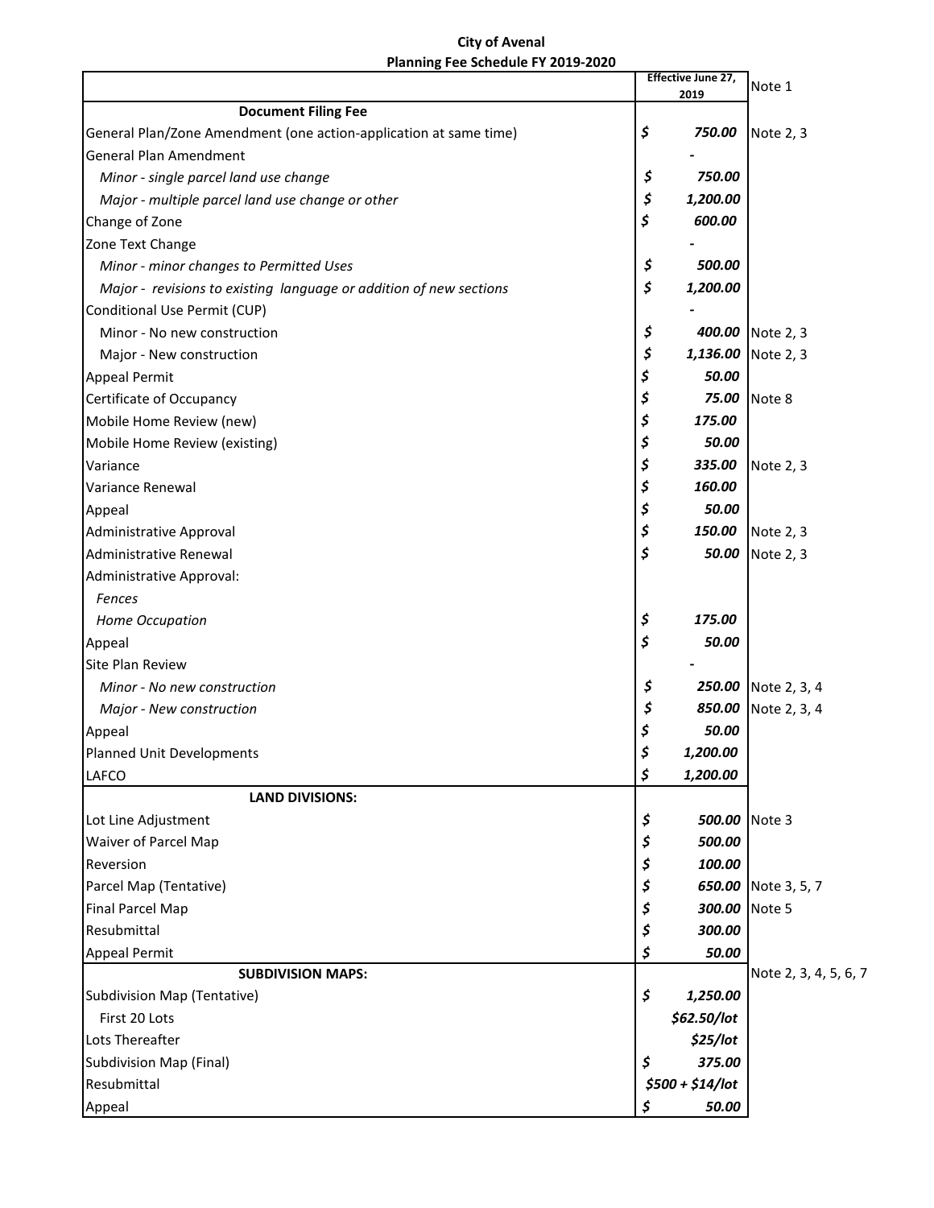**City of Avenal**
**Planning Fee Schedule FY 2019-2020**

| | Effective June 27, 2019 | Note 1 |
|---|---|---|
| **Document Filing Fee** | | |
| General Plan/Zone Amendment (one action-application at same time) | *$ 750.00* | Note 2, 3 |
| General Plan Amendment | - | |
| *Minor - single parcel land use change* | *$ 750.00* | |
| *Major - multiple parcel land use change or other* | *$ 1,200.00* | |
| Change of Zone | *$ 600.00* | |
| Zone Text Change | - | |
| *Minor - minor changes to Permitted Uses* | *$ 500.00* | |
| *Major - revisions to existing language or addition of new sections* | *$ 1,200.00* | |
| Conditional Use Permit (CUP) | - | |
| Minor - No new construction | *$ 400.00* | Note 2, 3 |
| Major - New construction | *$ 1,136.00* | Note 2, 3 |
| Appeal Permit | *$ 50.00* | |
| Certificate of Occupancy | *$ 75.00* | Note 8 |
| Mobile Home Review (new) | *$ 175.00* | |
| Mobile Home Review (existing) | *$ 50.00* | |
| Variance | *$ 335.00* | Note 2, 3 |
| Variance Renewal | *$ 160.00* | |
| Appeal | *$ 50.00* | |
| Administrative Approval | *$ 150.00* | Note 2, 3 |
| Administrative Renewal | *$ 50.00* | Note 2, 3 |
| Administrative Approval: | | |
| *Fences* | | |
| *Home Occupation* | *$ 175.00* | |
| Appeal | *$ 50.00* | |
| Site Plan Review | - | |
| *Minor - No new construction* | *$ 250.00* | Note 2, 3, 4 |
| *Major - New construction* | *$ 850.00* | Note 2, 3, 4 |
| Appeal | *$ 50.00* | |
| Planned Unit Developments | *$ 1,200.00* | |
| LAFCO | *$ 1,200.00* | |
| **LAND DIVISIONS:** | | |
| Lot Line Adjustment | *$ 500.00* | Note 3 |
| Waiver of Parcel Map | *$ 500.00* | |
| Reversion | *$ 100.00* | |
| Parcel Map (Tentative) | *$ 650.00* | Note 3, 5, 7 |
| Final Parcel Map | *$ 300.00* | Note 5 |
| Resubmittal | *$ 300.00* | |
| Appeal Permit | *$ 50.00* | |
| **SUBDIVISION MAPS:** | | Note 2, 3, 4, 5, 6, 7 |
| Subdivision Map (Tentative) | *$ 1,250.00* | |
| First 20 Lots | *$62.50/lot* | |
| Lots Thereafter | *$25/lot* | |
| Subdivision Map (Final) | *$ 375.00* | |
| Resubmittal | *$500 + $14/lot* | |
| Appeal | *$ 50.00* | |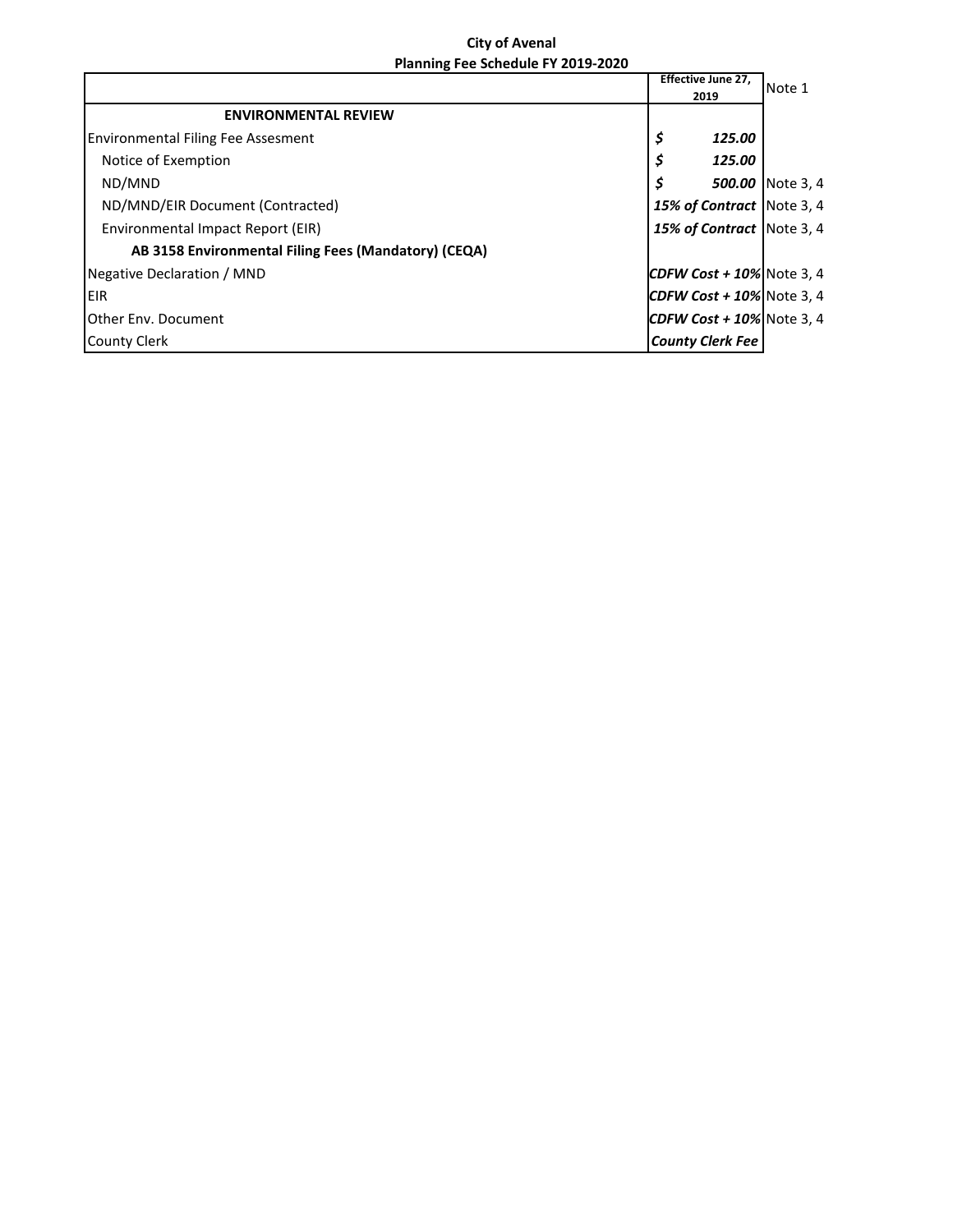**City of Avenal**
**Planning Fee Schedule FY 2019-2020**

| | Effective June 27, 2019 | Note 1 |
|---|---|---|
| **ENVIRONMENTAL REVIEW** | | |
| Environmental Filing Fee Assesment | ***$ 125.00*** | |
| Notice of Exemption | ***$ 125.00*** | |
| ND/MND | ***$ 500.00*** | Note 3, 4 |
| ND/MND/EIR Document (Contracted) | ***15% of Contract*** | Note 3, 4 |
| Environmental Impact Report (EIR) | ***15% of Contract*** | Note 3, 4 |
| **AB 3158 Environmental Filing Fees (Mandatory) (CEQA)** | | |
| Negative Declaration / MND | ***CDFW Cost + 10%*** | Note 3, 4 |
| EIR | ***CDFW Cost + 10%*** | Note 3, 4 |
| Other Env. Document | ***CDFW Cost + 10%*** | Note 3, 4 |
| County Clerk | ***County Clerk Fee*** | |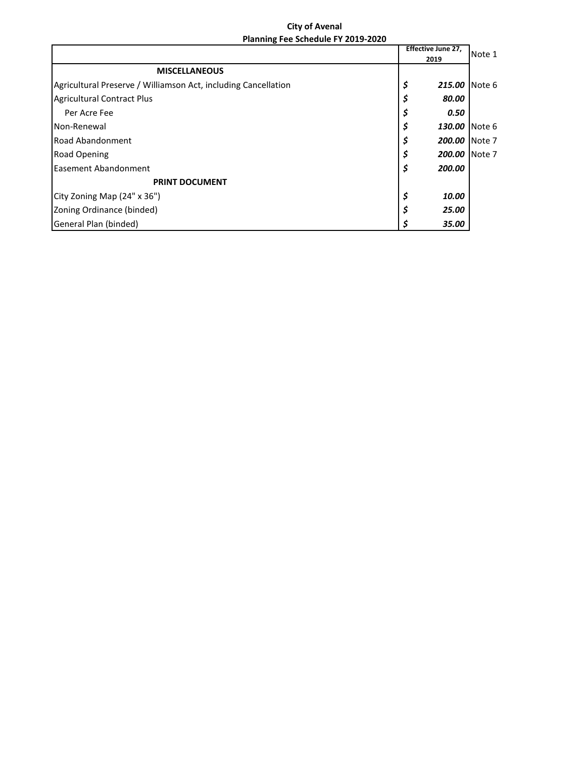**City of Avenal**
**Planning Fee Schedule FY 2019-2020**

| | Effective June 27, 2019 | Note 1 |
|---|---|---|
| **MISCELLANEOUS** | | |
| Agricultural Preserve / Williamson Act, including Cancellation | $ ***215.00*** | Note 6 |
| Agricultural Contract Plus | $ ***80.00*** | |
| Per Acre Fee | $ ***0.50*** | |
| Non-Renewal | $ ***130.00*** | Note 6 |
| Road Abandonment | $ ***200.00*** | Note 7 |
| Road Opening | $ ***200.00*** | Note 7 |
| Easement Abandonment | $ ***200.00*** | |
| **PRINT DOCUMENT** | | |
| City Zoning Map (24" x 36") | $ ***10.00*** | |
| Zoning Ordinance (binded) | $ ***25.00*** | |
| General Plan (binded) | $ ***35.00*** | |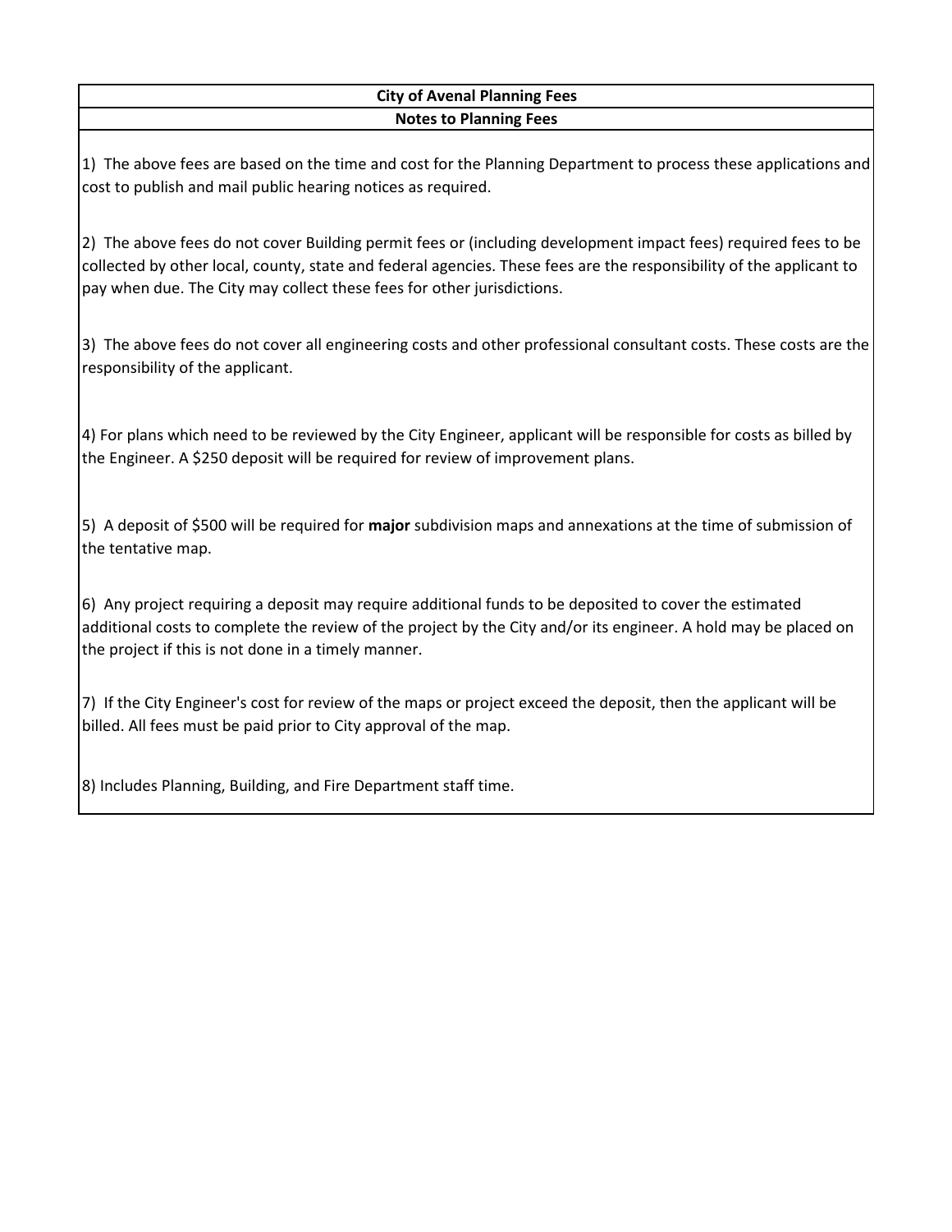# City of Avenal Planning Fees

## Notes to Planning Fees

1) The above fees are based on the time and cost for the Planning Department to process these applications and cost to publish and mail public hearing notices as required.

2) The above fees do not cover Building permit fees or (including development impact fees) required fees to be collected by other local, county, state and federal agencies. These fees are the responsibility of the applicant to pay when due. The City may collect these fees for other jurisdictions.

3) The above fees do not cover all engineering costs and other professional consultant costs. These costs are the responsibility of the applicant.

4) For plans which need to be reviewed by the City Engineer, applicant will be responsible for costs as billed by the Engineer. A $250 deposit will be required for review of improvement plans.

5) A deposit of $500 will be required for **major** subdivision maps and annexations at the time of submission of the tentative map.

6) Any project requiring a deposit may require additional funds to be deposited to cover the estimated additional costs to complete the review of the project by the City and/or its engineer. A hold may be placed on the project if this is not done in a timely manner.

7) If the City Engineer's cost for review of the maps or project exceed the deposit, then the applicant will be billed. All fees must be paid prior to City approval of the map.

8) Includes Planning, Building, and Fire Department staff time.